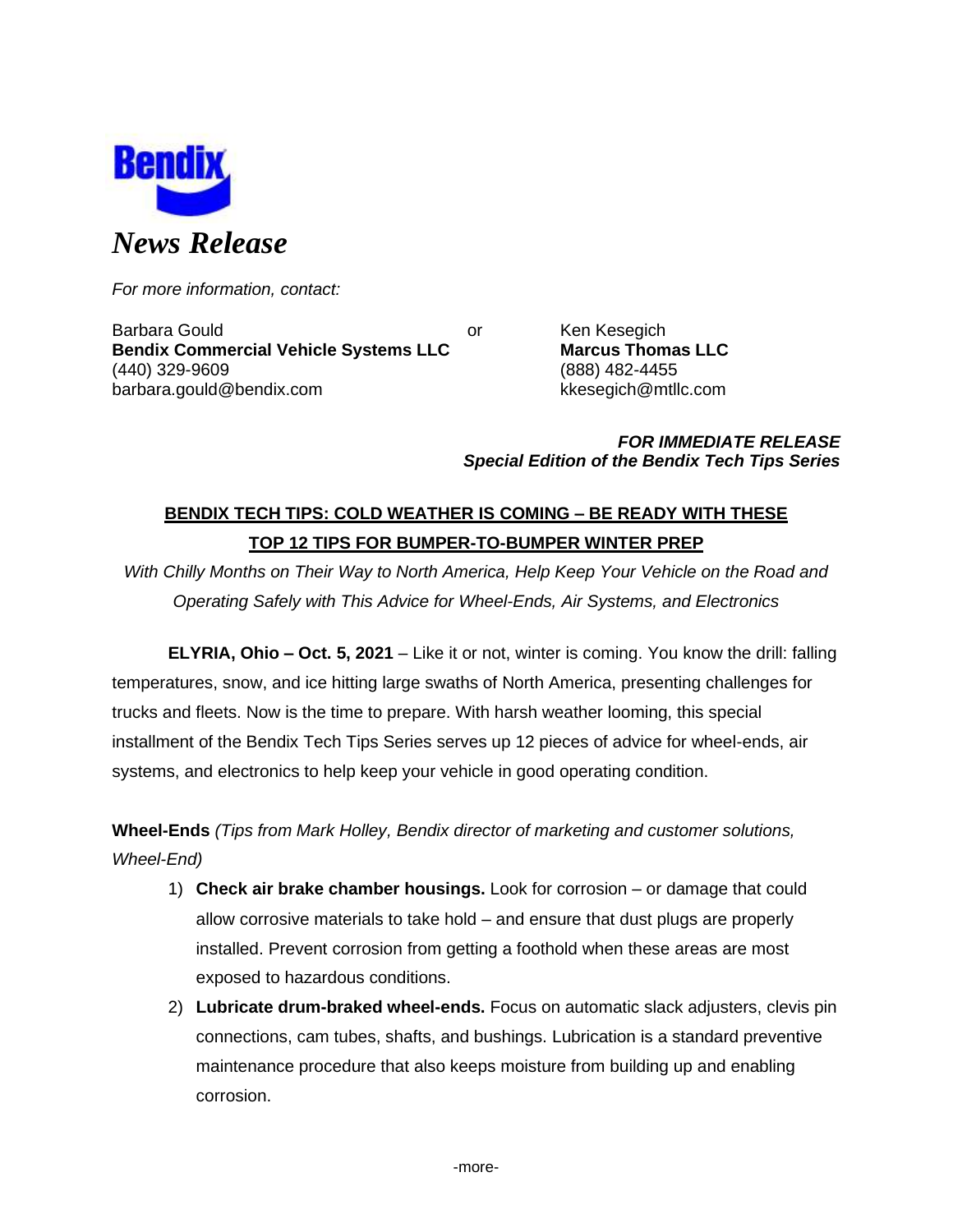Bendix

*News Release*

*For more information, contact:*

Barbara Gould
**Bendix Commercial Vehicle Systems LLC**
(440) 329-9609
barbara.gould@bendix.com

or

Ken Kesegich
**Marcus Thomas LLC**
(888) 482-4455
kkesegich@mtllc.com

***FOR IMMEDIATE RELEASE***
***Special Edition of the Bendix Tech Tips Series***

## BENDIX TECH TIPS: COLD WEATHER IS COMING – BE READY WITH THESE TOP 12 TIPS FOR BUMPER-TO-BUMPER WINTER PREP

*With Chilly Months on Their Way to North America, Help Keep Your Vehicle on the Road and Operating Safely with This Advice for Wheel-Ends, Air Systems, and Electronics*

**ELYRIA, Ohio – Oct. 5, 2021** – Like it or not, winter is coming. You know the drill: falling temperatures, snow, and ice hitting large swaths of North America, presenting challenges for trucks and fleets. Now is the time to prepare. With harsh weather looming, this special installment of the Bendix Tech Tips Series serves up 12 pieces of advice for wheel-ends, air systems, and electronics to help keep your vehicle in good operating condition.

**Wheel-Ends** *(Tips from Mark Holley, Bendix director of marketing and customer solutions, Wheel-End)*

1) **Check air brake chamber housings.** Look for corrosion – or damage that could allow corrosive materials to take hold – and ensure that dust plugs are properly installed. Prevent corrosion from getting a foothold when these areas are most exposed to hazardous conditions.
2) **Lubricate drum-braked wheel-ends.** Focus on automatic slack adjusters, clevis pin connections, cam tubes, shafts, and bushings. Lubrication is a standard preventive maintenance procedure that also keeps moisture from building up and enabling corrosion.

-more-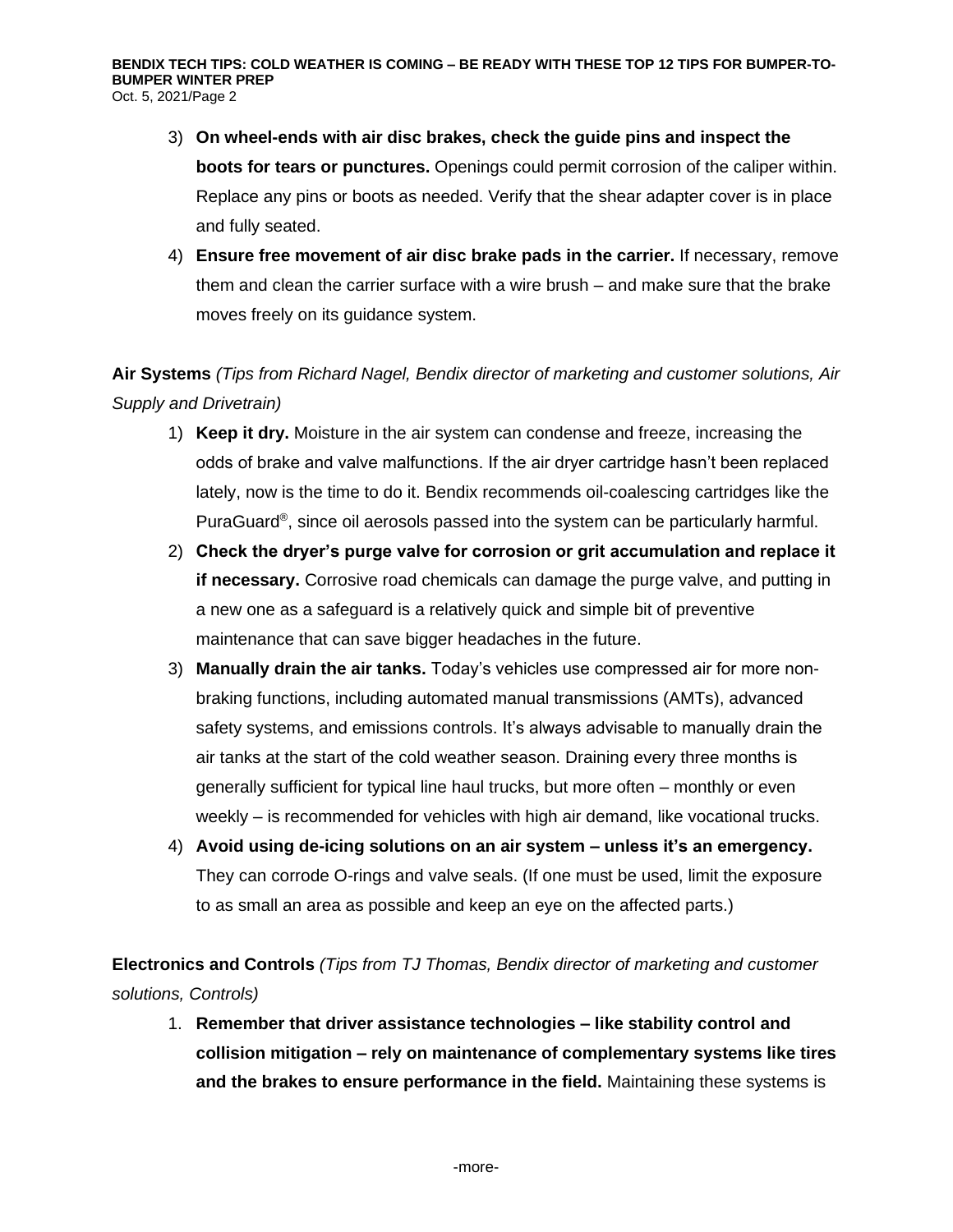3) **On wheel-ends with air disc brakes, check the guide pins and inspect the boots for tears or punctures.** Openings could permit corrosion of the caliper within. Replace any pins or boots as needed. Verify that the shear adapter cover is in place and fully seated.
4) **Ensure free movement of air disc brake pads in the carrier.** If necessary, remove them and clean the carrier surface with a wire brush – and make sure that the brake moves freely on its guidance system.

**Air Systems** *(Tips from Richard Nagel, Bendix director of marketing and customer solutions, Air Supply and Drivetrain)*

1) **Keep it dry.** Moisture in the air system can condense and freeze, increasing the odds of brake and valve malfunctions. If the air dryer cartridge hasn't been replaced lately, now is the time to do it. Bendix recommends oil-coalescing cartridges like the PuraGuard®, since oil aerosols passed into the system can be particularly harmful.
2) **Check the dryer's purge valve for corrosion or grit accumulation and replace it if necessary.** Corrosive road chemicals can damage the purge valve, and putting in a new one as a safeguard is a relatively quick and simple bit of preventive maintenance that can save bigger headaches in the future.
3) **Manually drain the air tanks.** Today's vehicles use compressed air for more non-braking functions, including automated manual transmissions (AMTs), advanced safety systems, and emissions controls. It's always advisable to manually drain the air tanks at the start of the cold weather season. Draining every three months is generally sufficient for typical line haul trucks, but more often – monthly or even weekly – is recommended for vehicles with high air demand, like vocational trucks.
4) **Avoid using de-icing solutions on an air system – unless it's an emergency.** They can corrode O-rings and valve seals. (If one must be used, limit the exposure to as small an area as possible and keep an eye on the affected parts.)

**Electronics and Controls** *(Tips from TJ Thomas, Bendix director of marketing and customer solutions, Controls)*

1. **Remember that driver assistance technologies – like stability control and collision mitigation – rely on maintenance of complementary systems like tires and the brakes to ensure performance in the field.** Maintaining these systems is

-more-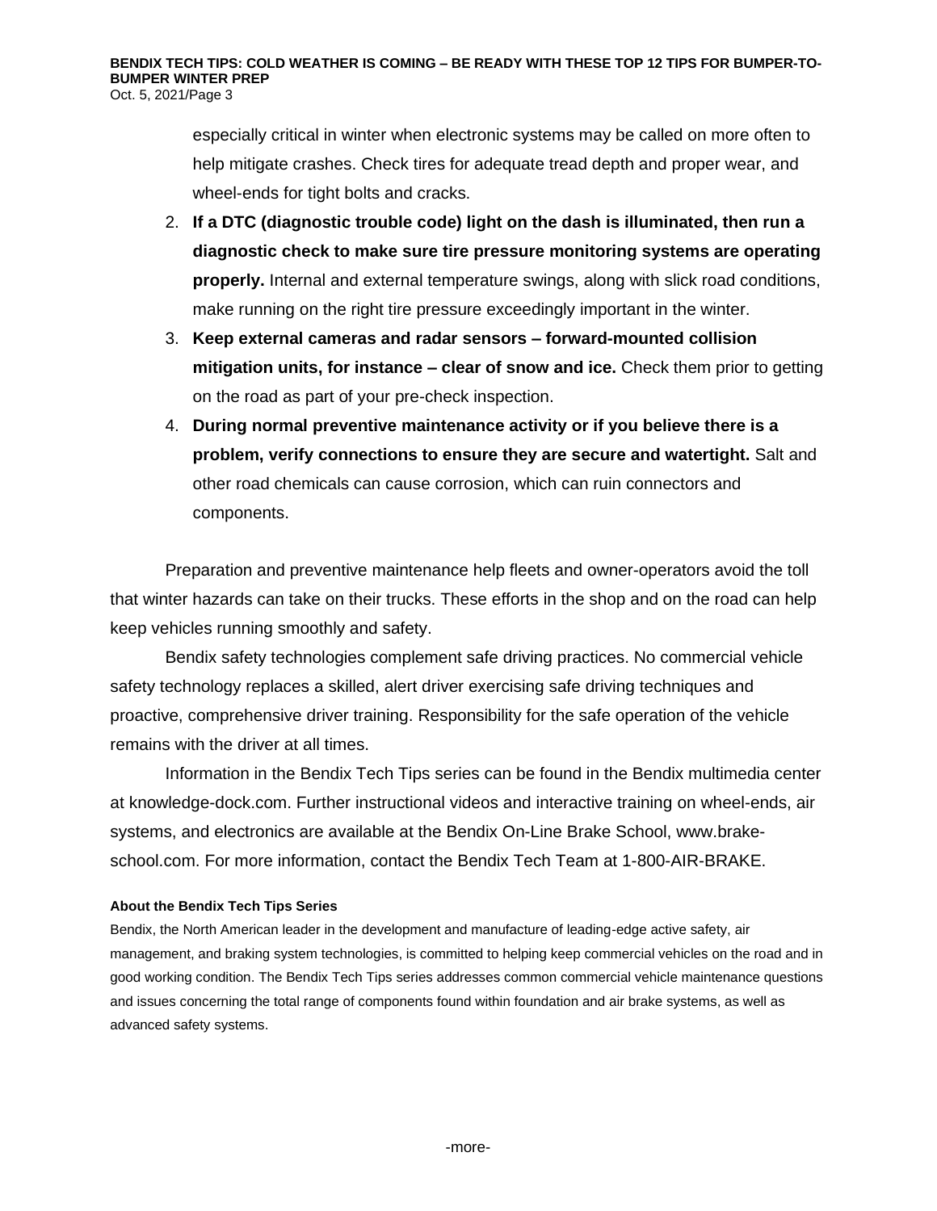especially critical in winter when electronic systems may be called on more often to help mitigate crashes. Check tires for adequate tread depth and proper wear, and wheel-ends for tight bolts and cracks.

2. **If a DTC (diagnostic trouble code) light on the dash is illuminated, then run a diagnostic check to make sure tire pressure monitoring systems are operating properly.** Internal and external temperature swings, along with slick road conditions, make running on the right tire pressure exceedingly important in the winter.
3. **Keep external cameras and radar sensors – forward-mounted collision mitigation units, for instance – clear of snow and ice.** Check them prior to getting on the road as part of your pre-check inspection.
4. **During normal preventive maintenance activity or if you believe there is a problem, verify connections to ensure they are secure and watertight.** Salt and other road chemicals can cause corrosion, which can ruin connectors and components.

Preparation and preventive maintenance help fleets and owner-operators avoid the toll that winter hazards can take on their trucks. These efforts in the shop and on the road can help keep vehicles running smoothly and safety.

Bendix safety technologies complement safe driving practices. No commercial vehicle safety technology replaces a skilled, alert driver exercising safe driving techniques and proactive, comprehensive driver training. Responsibility for the safe operation of the vehicle remains with the driver at all times.

Information in the Bendix Tech Tips series can be found in the Bendix multimedia center at knowledge-dock.com. Further instructional videos and interactive training on wheel-ends, air systems, and electronics are available at the Bendix On-Line Brake School, www.brake-school.com. For more information, contact the Bendix Tech Team at 1-800-AIR-BRAKE.

**About the Bendix Tech Tips Series**

Bendix, the North American leader in the development and manufacture of leading-edge active safety, air management, and braking system technologies, is committed to helping keep commercial vehicles on the road and in good working condition. The Bendix Tech Tips series addresses common commercial vehicle maintenance questions and issues concerning the total range of components found within foundation and air brake systems, as well as advanced safety systems.

-more-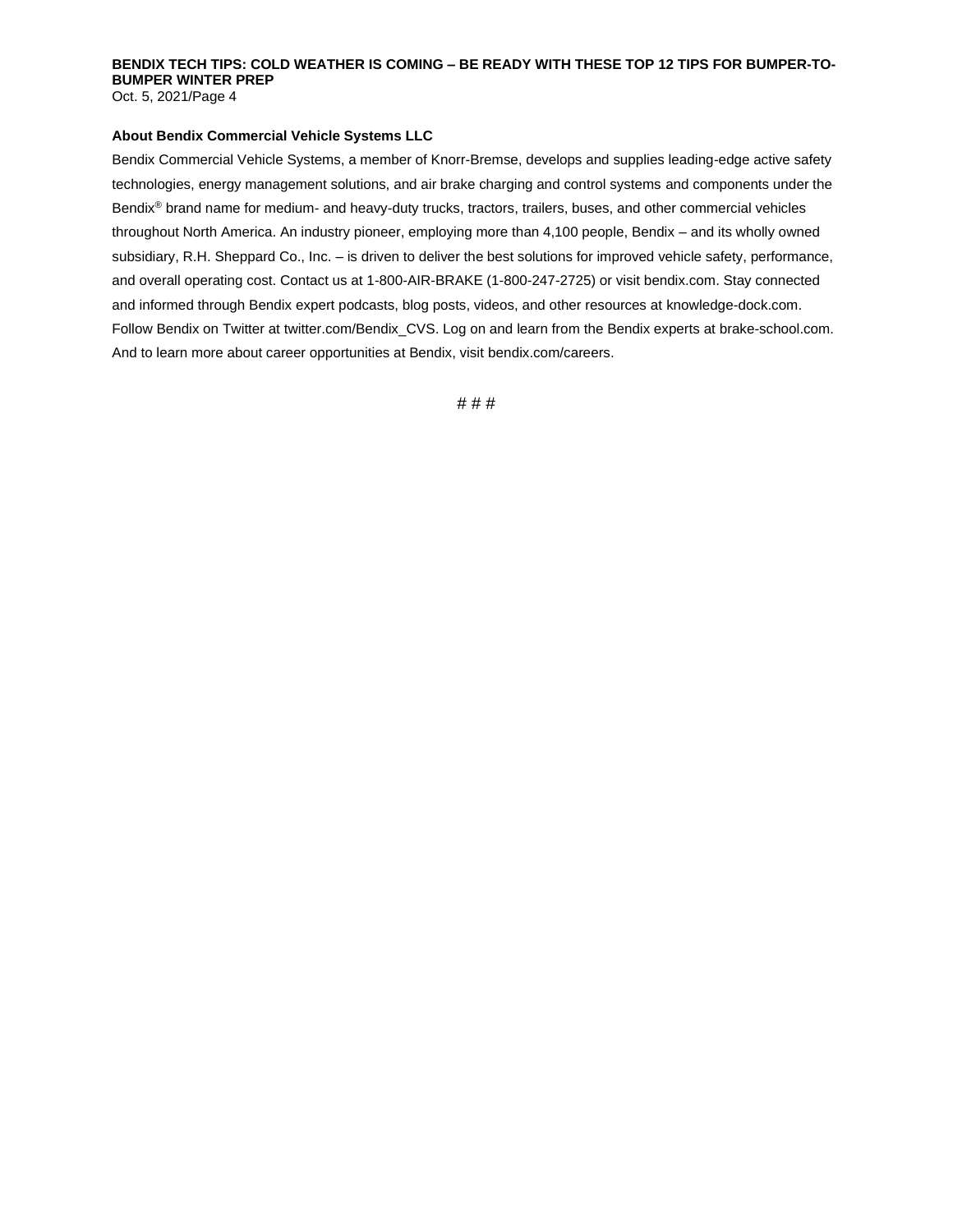**About Bendix Commercial Vehicle Systems LLC**

Bendix Commercial Vehicle Systems, a member of Knorr-Bremse, develops and supplies leading-edge active safety technologies, energy management solutions, and air brake charging and control systems and components under the Bendix® brand name for medium- and heavy-duty trucks, tractors, trailers, buses, and other commercial vehicles throughout North America. An industry pioneer, employing more than 4,100 people, Bendix – and its wholly owned subsidiary, R.H. Sheppard Co., Inc. – is driven to deliver the best solutions for improved vehicle safety, performance, and overall operating cost. Contact us at 1-800-AIR-BRAKE (1-800-247-2725) or visit bendix.com. Stay connected and informed through Bendix expert podcasts, blog posts, videos, and other resources at knowledge-dock.com. Follow Bendix on Twitter at twitter.com/Bendix_CVS. Log on and learn from the Bendix experts at brake-school.com. And to learn more about career opportunities at Bendix, visit bendix.com/careers.

# # #